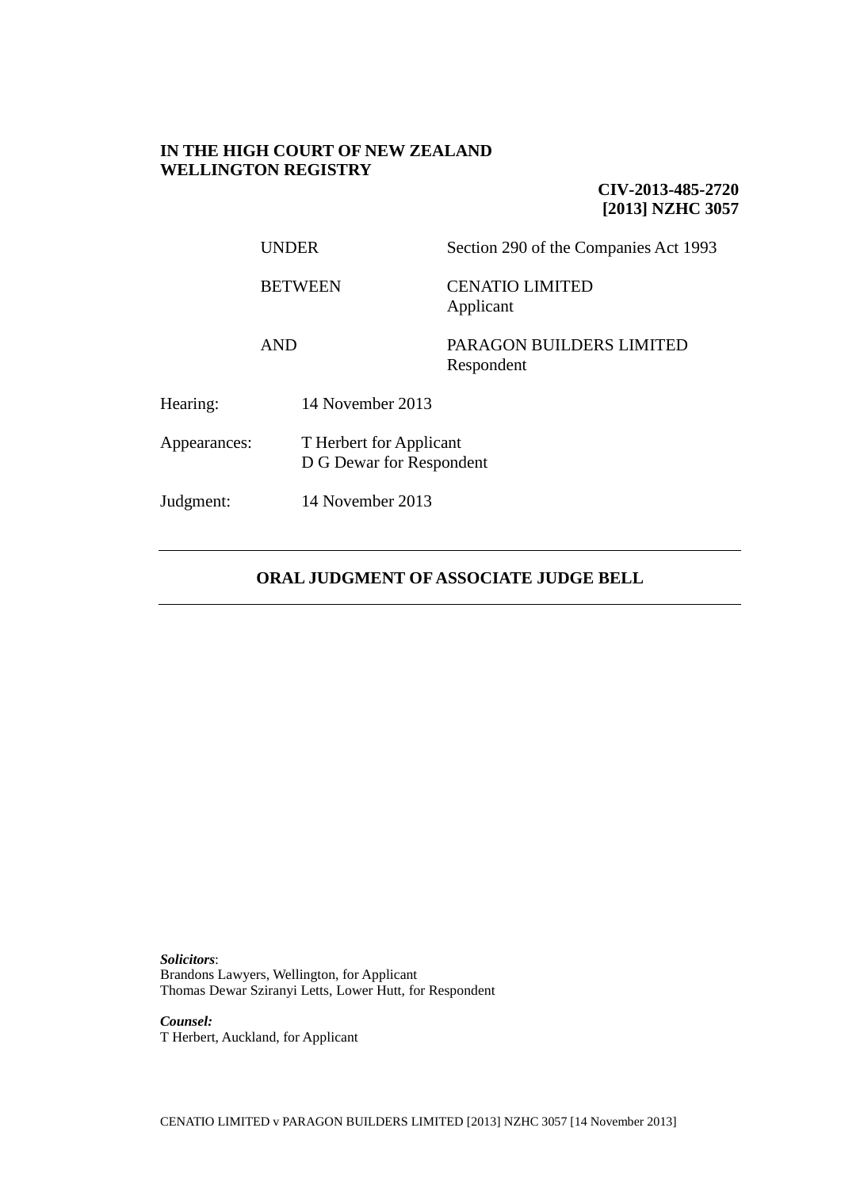**IN THE HIGH COURT OF NEW ZEALAND**
**WELLINGTON REGISTRY**

**CIV-2013-485-2720**
**[2013] NZHC 3057**

| | |
|---|---|
| UNDER | Section 290 of the Companies Act 1993 |
| BETWEEN | CENATIO LIMITED<br>Applicant |
| AND | PARAGON BUILDERS LIMITED<br>Respondent |

Hearing: 14 November 2013

Appearances: T Herbert for Applicant
D G Dewar for Respondent

Judgment: 14 November 2013

---

## ORAL JUDGMENT OF ASSOCIATE JUDGE BELL

---

***Solicitors*:**
Brandons Lawyers, Wellington, for Applicant
Thomas Dewar Sziranyi Letts, Lower Hutt, for Respondent

***Counsel:***
T Herbert, Auckland, for Applicant

CENATIO LIMITED v PARAGON BUILDERS LIMITED [2013] NZHC 3057 [14 November 2013]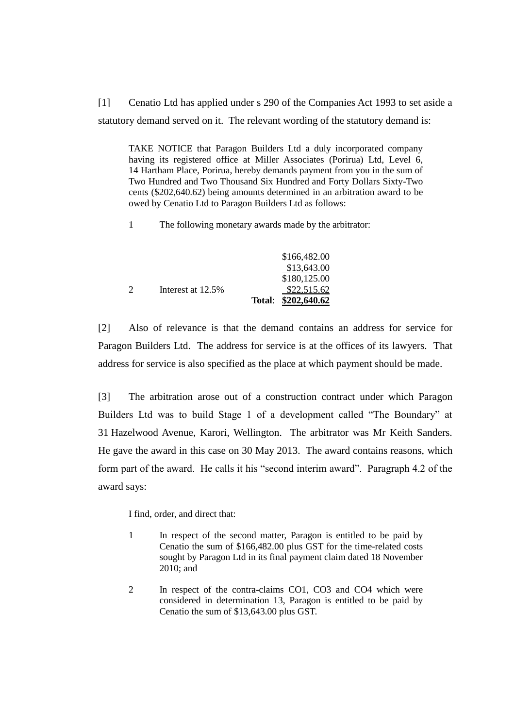[1] Cenatio Ltd has applied under s 290 of the Companies Act 1993 to set aside a statutory demand served on it. The relevant wording of the statutory demand is:

> TAKE NOTICE that Paragon Builders Ltd a duly incorporated company having its registered office at Miller Associates (Porirua) Ltd, Level 6, 14 Hartham Place, Porirua, hereby demands payment from you in the sum of Two Hundred and Two Thousand Six Hundred and Forty Dollars Sixty-Two cents ($202,640.62) being amounts determined in an arbitration award to be owed by Cenatio Ltd to Paragon Builders Ltd as follows:
>
> 1 The following monetary awards made by the arbitrator:
>
> | | | | |
> |---|---|---|---|
> | | | | $166,482.00 |
> | | | | $13,643.00 |
> | | | | $180,125.00 |
> | 2 | Interest at 12.5% | | $22,515.62 |
> | | | **Total**: | **$202,640.62** |

[2] Also of relevance is that the demand contains an address for service for Paragon Builders Ltd. The address for service is at the offices of its lawyers. That address for service is also specified as the place at which payment should be made.

[3] The arbitration arose out of a construction contract under which Paragon Builders Ltd was to build Stage 1 of a development called "The Boundary" at 31 Hazelwood Avenue, Karori, Wellington. The arbitrator was Mr Keith Sanders. He gave the award in this case on 30 May 2013. The award contains reasons, which form part of the award. He calls it his "second interim award". Paragraph 4.2 of the award says:

> I find, order, and direct that:
>
> 1 In respect of the second matter, Paragon is entitled to be paid by Cenatio the sum of $166,482.00 plus GST for the time-related costs sought by Paragon Ltd in its final payment claim dated 18 November 2010; and
>
> 2 In respect of the contra-claims CO1, CO3 and CO4 which were considered in determination 13, Paragon is entitled to be paid by Cenatio the sum of $13,643.00 plus GST.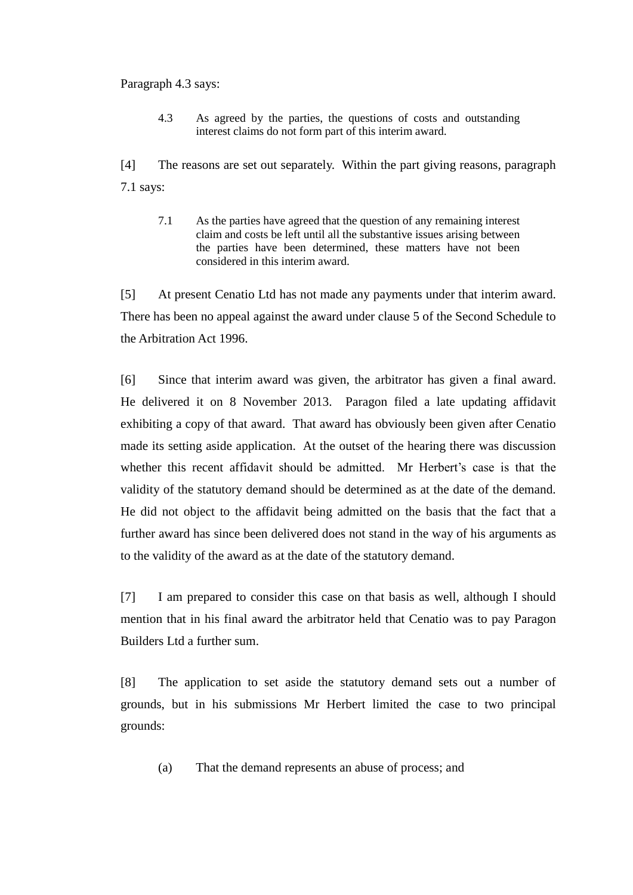Paragraph 4.3 says:

> 4.3 As agreed by the parties, the questions of costs and outstanding interest claims do not form part of this interim award.

[4] The reasons are set out separately. Within the part giving reasons, paragraph 7.1 says:

> 7.1 As the parties have agreed that the question of any remaining interest claim and costs be left until all the substantive issues arising between the parties have been determined, these matters have not been considered in this interim award.

[5] At present Cenatio Ltd has not made any payments under that interim award. There has been no appeal against the award under clause 5 of the Second Schedule to the Arbitration Act 1996.

[6] Since that interim award was given, the arbitrator has given a final award. He delivered it on 8 November 2013. Paragon filed a late updating affidavit exhibiting a copy of that award. That award has obviously been given after Cenatio made its setting aside application. At the outset of the hearing there was discussion whether this recent affidavit should be admitted. Mr Herbert's case is that the validity of the statutory demand should be determined as at the date of the demand. He did not object to the affidavit being admitted on the basis that the fact that a further award has since been delivered does not stand in the way of his arguments as to the validity of the award as at the date of the statutory demand.

[7] I am prepared to consider this case on that basis as well, although I should mention that in his final award the arbitrator held that Cenatio was to pay Paragon Builders Ltd a further sum.

[8] The application to set aside the statutory demand sets out a number of grounds, but in his submissions Mr Herbert limited the case to two principal grounds:

(a) That the demand represents an abuse of process; and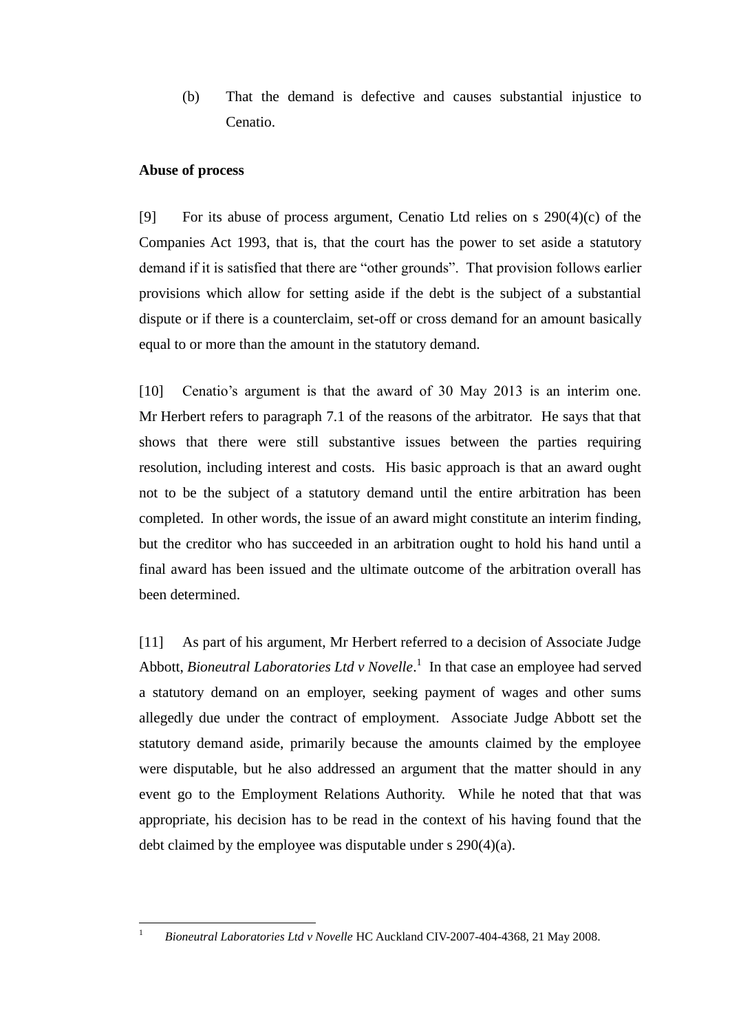(b) That the demand is defective and causes substantial injustice to Cenatio.

**Abuse of process**

[9] For its abuse of process argument, Cenatio Ltd relies on s 290(4)(c) of the Companies Act 1993, that is, that the court has the power to set aside a statutory demand if it is satisfied that there are "other grounds". That provision follows earlier provisions which allow for setting aside if the debt is the subject of a substantial dispute or if there is a counterclaim, set-off or cross demand for an amount basically equal to or more than the amount in the statutory demand.

[10] Cenatio's argument is that the award of 30 May 2013 is an interim one. Mr Herbert refers to paragraph 7.1 of the reasons of the arbitrator. He says that that shows that there were still substantive issues between the parties requiring resolution, including interest and costs. His basic approach is that an award ought not to be the subject of a statutory demand until the entire arbitration has been completed. In other words, the issue of an award might constitute an interim finding, but the creditor who has succeeded in an arbitration ought to hold his hand until a final award has been issued and the ultimate outcome of the arbitration overall has been determined.

[11] As part of his argument, Mr Herbert referred to a decision of Associate Judge Abbott, *Bioneutral Laboratories Ltd v Novelle*.[1] In that case an employee had served a statutory demand on an employer, seeking payment of wages and other sums allegedly due under the contract of employment. Associate Judge Abbott set the statutory demand aside, primarily because the amounts claimed by the employee were disputable, but he also addressed an argument that the matter should in any event go to the Employment Relations Authority. While he noted that that was appropriate, his decision has to be read in the context of his having found that the debt claimed by the employee was disputable under s 290(4)(a).

[1] *Bioneutral Laboratories Ltd v Novelle* HC Auckland CIV-2007-404-4368, 21 May 2008.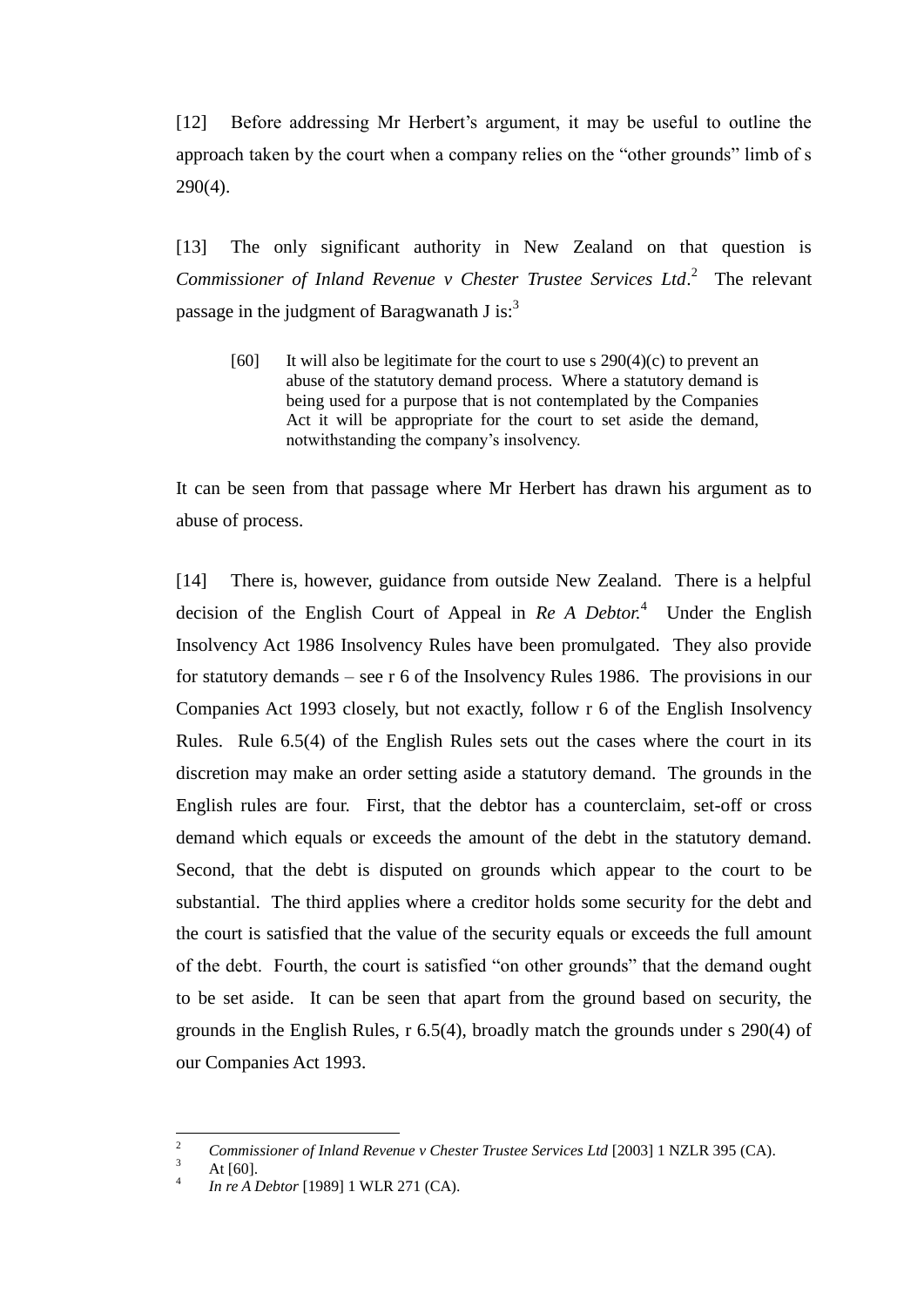[12] Before addressing Mr Herbert's argument, it may be useful to outline the approach taken by the court when a company relies on the "other grounds" limb of s 290(4).

[13] The only significant authority in New Zealand on that question is *Commissioner of Inland Revenue v Chester Trustee Services Ltd*.[2] The relevant passage in the judgment of Baragwanath J is:[3]

> [60] It will also be legitimate for the court to use s 290(4)(c) to prevent an abuse of the statutory demand process. Where a statutory demand is being used for a purpose that is not contemplated by the Companies Act it will be appropriate for the court to set aside the demand, notwithstanding the company's insolvency.

It can be seen from that passage where Mr Herbert has drawn his argument as to abuse of process.

[14] There is, however, guidance from outside New Zealand. There is a helpful decision of the English Court of Appeal in *Re A Debtor*.[4] Under the English Insolvency Act 1986 Insolvency Rules have been promulgated. They also provide for statutory demands – see r 6 of the Insolvency Rules 1986. The provisions in our Companies Act 1993 closely, but not exactly, follow r 6 of the English Insolvency Rules. Rule 6.5(4) of the English Rules sets out the cases where the court in its discretion may make an order setting aside a statutory demand. The grounds in the English rules are four. First, that the debtor has a counterclaim, set-off or cross demand which equals or exceeds the amount of the debt in the statutory demand. Second, that the debt is disputed on grounds which appear to the court to be substantial. The third applies where a creditor holds some security for the debt and the court is satisfied that the value of the security equals or exceeds the full amount of the debt. Fourth, the court is satisfied "on other grounds" that the demand ought to be set aside. It can be seen that apart from the ground based on security, the grounds in the English Rules, r 6.5(4), broadly match the grounds under s 290(4) of our Companies Act 1993.

---

[2] *Commissioner of Inland Revenue v Chester Trustee Services Ltd* [2003] 1 NZLR 395 (CA).

[3] At [60].

[4] *In re A Debtor* [1989] 1 WLR 271 (CA).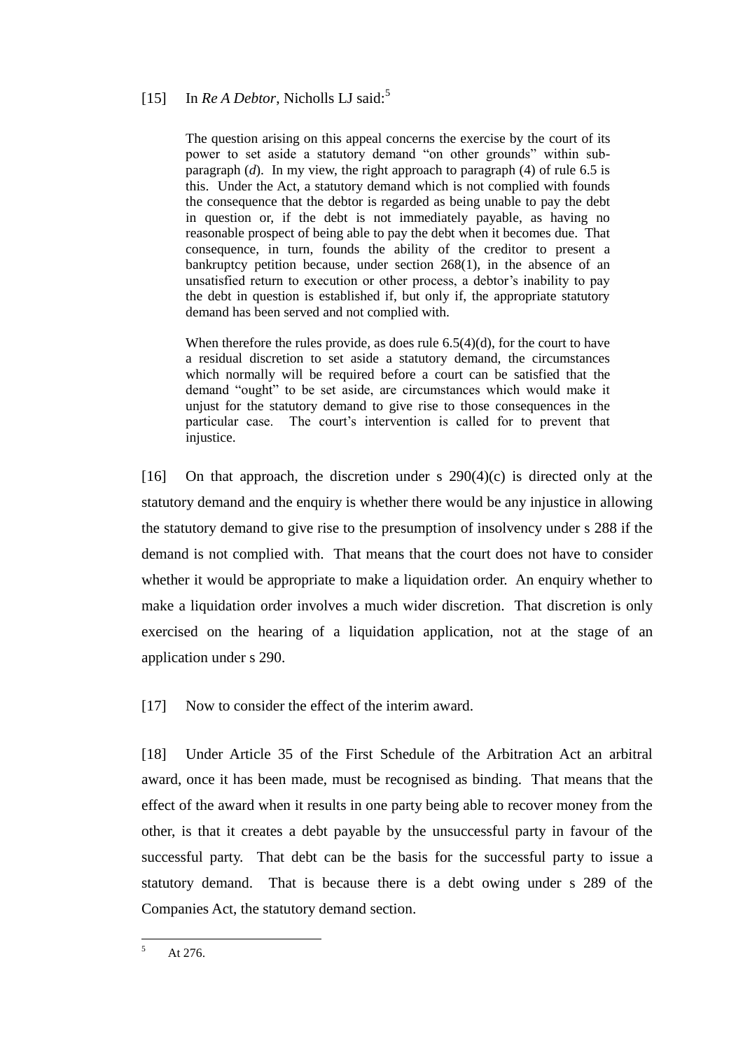[15] In *Re A Debtor*, Nicholls LJ said:[5]

> The question arising on this appeal concerns the exercise by the court of its power to set aside a statutory demand "on other grounds" within sub-paragraph (*d*). In my view, the right approach to paragraph (4) of rule 6.5 is this. Under the Act, a statutory demand which is not complied with founds the consequence that the debtor is regarded as being unable to pay the debt in question or, if the debt is not immediately payable, as having no reasonable prospect of being able to pay the debt when it becomes due. That consequence, in turn, founds the ability of the creditor to present a bankruptcy petition because, under section 268(1), in the absence of an unsatisfied return to execution or other process, a debtor's inability to pay the debt in question is established if, but only if, the appropriate statutory demand has been served and not complied with.
>
> When therefore the rules provide, as does rule 6.5(4)(d), for the court to have a residual discretion to set aside a statutory demand, the circumstances which normally will be required before a court can be satisfied that the demand "ought" to be set aside, are circumstances which would make it unjust for the statutory demand to give rise to those consequences in the particular case. The court's intervention is called for to prevent that injustice.

[16] On that approach, the discretion under s 290(4)(c) is directed only at the statutory demand and the enquiry is whether there would be any injustice in allowing the statutory demand to give rise to the presumption of insolvency under s 288 if the demand is not complied with. That means that the court does not have to consider whether it would be appropriate to make a liquidation order. An enquiry whether to make a liquidation order involves a much wider discretion. That discretion is only exercised on the hearing of a liquidation application, not at the stage of an application under s 290.

[17] Now to consider the effect of the interim award.

[18] Under Article 35 of the First Schedule of the Arbitration Act an arbitral award, once it has been made, must be recognised as binding. That means that the effect of the award when it results in one party being able to recover money from the other, is that it creates a debt payable by the unsuccessful party in favour of the successful party. That debt can be the basis for the successful party to issue a statutory demand. That is because there is a debt owing under s 289 of the Companies Act, the statutory demand section.

---

[5] At 276.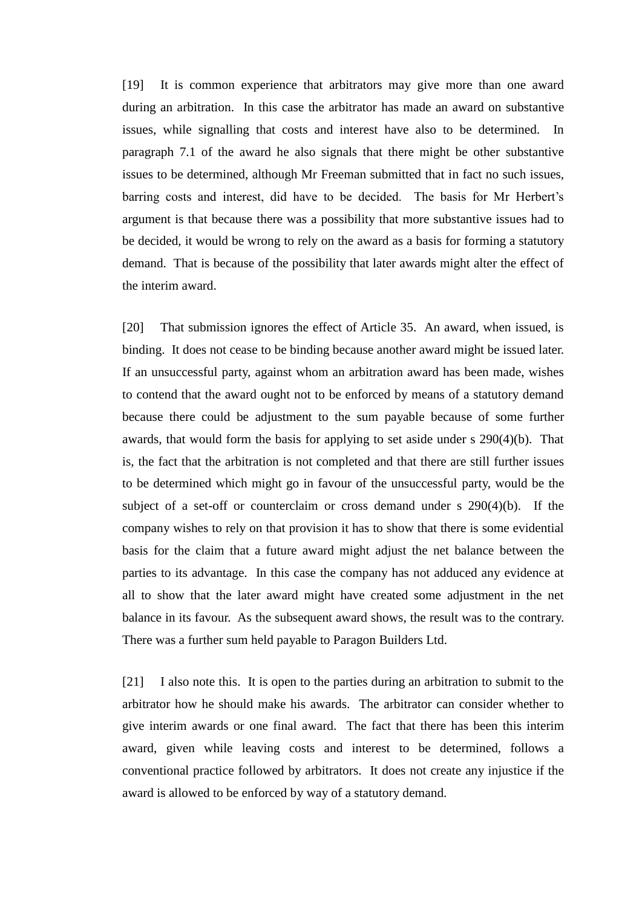[19] It is common experience that arbitrators may give more than one award during an arbitration. In this case the arbitrator has made an award on substantive issues, while signalling that costs and interest have also to be determined. In paragraph 7.1 of the award he also signals that there might be other substantive issues to be determined, although Mr Freeman submitted that in fact no such issues, barring costs and interest, did have to be decided. The basis for Mr Herbert's argument is that because there was a possibility that more substantive issues had to be decided, it would be wrong to rely on the award as a basis for forming a statutory demand. That is because of the possibility that later awards might alter the effect of the interim award.

[20] That submission ignores the effect of Article 35. An award, when issued, is binding. It does not cease to be binding because another award might be issued later. If an unsuccessful party, against whom an arbitration award has been made, wishes to contend that the award ought not to be enforced by means of a statutory demand because there could be adjustment to the sum payable because of some further awards, that would form the basis for applying to set aside under s 290(4)(b). That is, the fact that the arbitration is not completed and that there are still further issues to be determined which might go in favour of the unsuccessful party, would be the subject of a set-off or counterclaim or cross demand under s 290(4)(b). If the company wishes to rely on that provision it has to show that there is some evidential basis for the claim that a future award might adjust the net balance between the parties to its advantage. In this case the company has not adduced any evidence at all to show that the later award might have created some adjustment in the net balance in its favour. As the subsequent award shows, the result was to the contrary. There was a further sum held payable to Paragon Builders Ltd.

[21] I also note this. It is open to the parties during an arbitration to submit to the arbitrator how he should make his awards. The arbitrator can consider whether to give interim awards or one final award. The fact that there has been this interim award, given while leaving costs and interest to be determined, follows a conventional practice followed by arbitrators. It does not create any injustice if the award is allowed to be enforced by way of a statutory demand.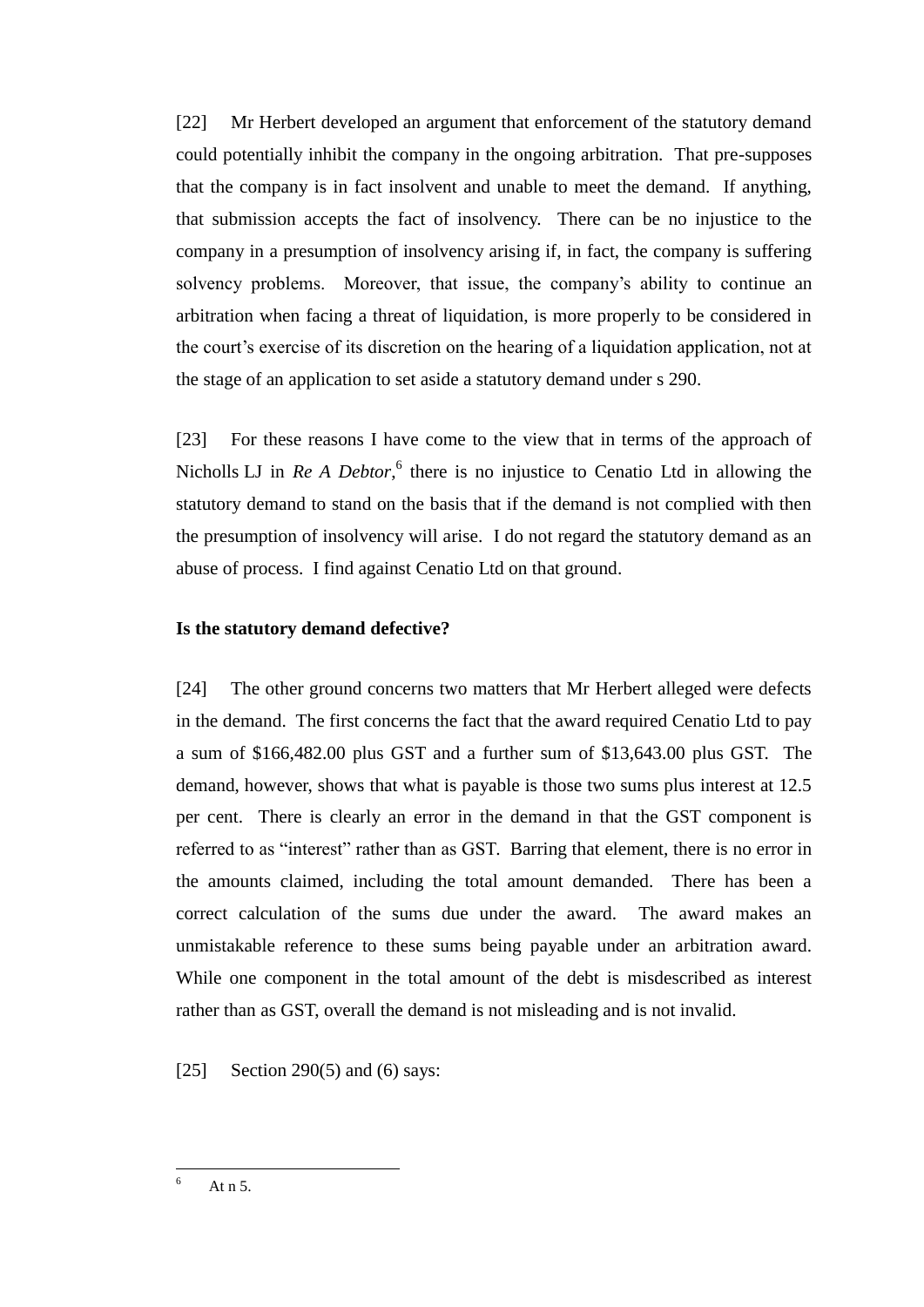[22] Mr Herbert developed an argument that enforcement of the statutory demand could potentially inhibit the company in the ongoing arbitration. That pre-supposes that the company is in fact insolvent and unable to meet the demand. If anything, that submission accepts the fact of insolvency. There can be no injustice to the company in a presumption of insolvency arising if, in fact, the company is suffering solvency problems. Moreover, that issue, the company's ability to continue an arbitration when facing a threat of liquidation, is more properly to be considered in the court's exercise of its discretion on the hearing of a liquidation application, not at the stage of an application to set aside a statutory demand under s 290.

[23] For these reasons I have come to the view that in terms of the approach of Nicholls LJ in *Re A Debtor*,[6] there is no injustice to Cenatio Ltd in allowing the statutory demand to stand on the basis that if the demand is not complied with then the presumption of insolvency will arise. I do not regard the statutory demand as an abuse of process. I find against Cenatio Ltd on that ground.

**Is the statutory demand defective?**

[24] The other ground concerns two matters that Mr Herbert alleged were defects in the demand. The first concerns the fact that the award required Cenatio Ltd to pay a sum of $166,482.00 plus GST and a further sum of $13,643.00 plus GST. The demand, however, shows that what is payable is those two sums plus interest at 12.5 per cent. There is clearly an error in the demand in that the GST component is referred to as "interest" rather than as GST. Barring that element, there is no error in the amounts claimed, including the total amount demanded. There has been a correct calculation of the sums due under the award. The award makes an unmistakable reference to these sums being payable under an arbitration award. While one component in the total amount of the debt is misdescribed as interest rather than as GST, overall the demand is not misleading and is not invalid.

[25] Section 290(5) and (6) says:

---

[6] At n 5.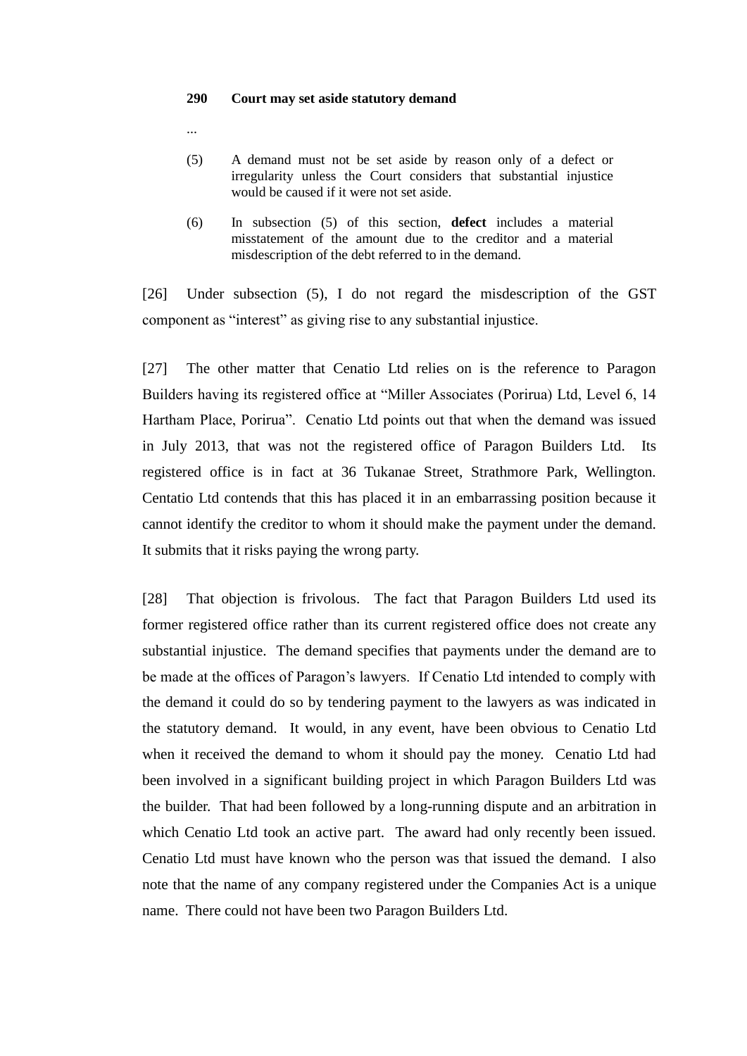> **290 Court may set aside statutory demand**
>
> ...
>
> (5) A demand must not be set aside by reason only of a defect or irregularity unless the Court considers that substantial injustice would be caused if it were not set aside.
>
> (6) In subsection (5) of this section, **defect** includes a material misstatement of the amount due to the creditor and a material misdescription of the debt referred to in the demand.

[26] Under subsection (5), I do not regard the misdescription of the GST component as "interest" as giving rise to any substantial injustice.

[27] The other matter that Cenatio Ltd relies on is the reference to Paragon Builders having its registered office at "Miller Associates (Porirua) Ltd, Level 6, 14 Hartham Place, Porirua". Cenatio Ltd points out that when the demand was issued in July 2013, that was not the registered office of Paragon Builders Ltd. Its registered office is in fact at 36 Tukanae Street, Strathmore Park, Wellington. Centatio Ltd contends that this has placed it in an embarrassing position because it cannot identify the creditor to whom it should make the payment under the demand. It submits that it risks paying the wrong party.

[28] That objection is frivolous. The fact that Paragon Builders Ltd used its former registered office rather than its current registered office does not create any substantial injustice. The demand specifies that payments under the demand are to be made at the offices of Paragon's lawyers. If Cenatio Ltd intended to comply with the demand it could do so by tendering payment to the lawyers as was indicated in the statutory demand. It would, in any event, have been obvious to Cenatio Ltd when it received the demand to whom it should pay the money. Cenatio Ltd had been involved in a significant building project in which Paragon Builders Ltd was the builder. That had been followed by a long-running dispute and an arbitration in which Cenatio Ltd took an active part. The award had only recently been issued. Cenatio Ltd must have known who the person was that issued the demand. I also note that the name of any company registered under the Companies Act is a unique name. There could not have been two Paragon Builders Ltd.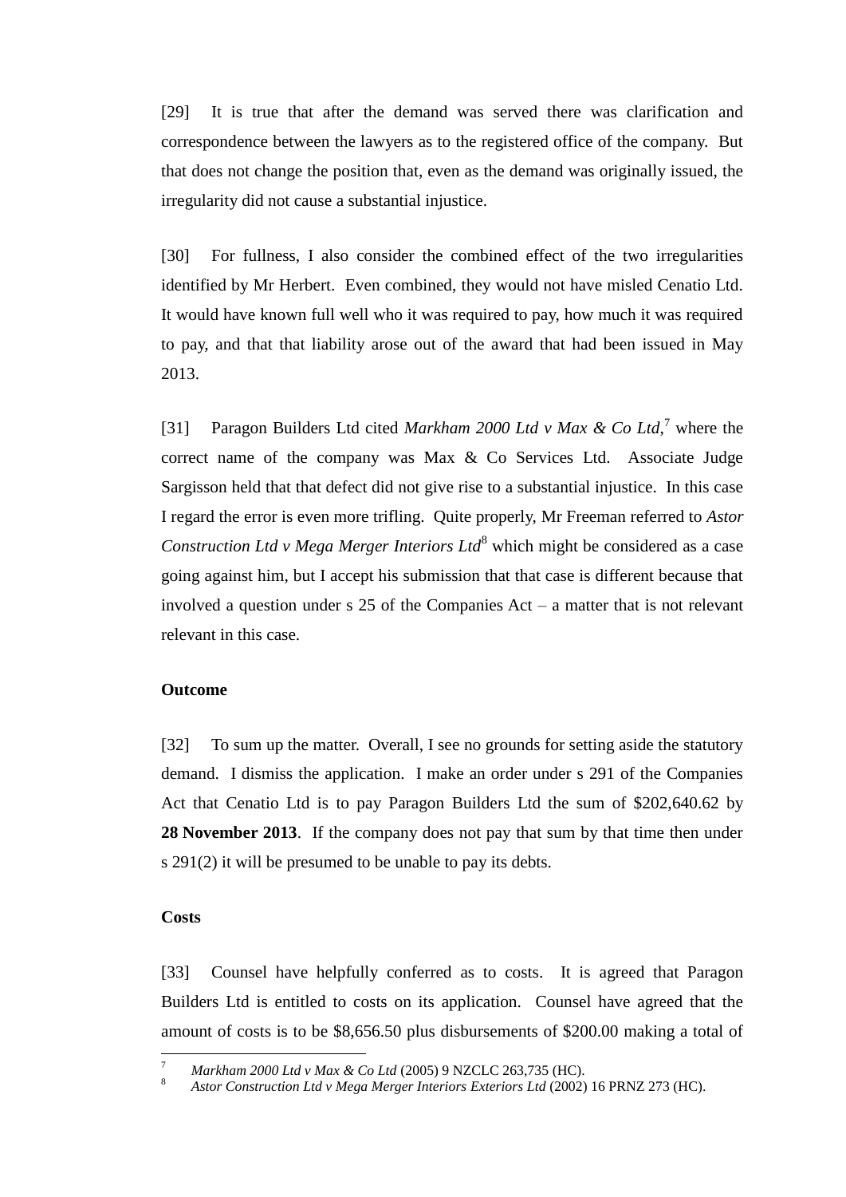[29] It is true that after the demand was served there was clarification and correspondence between the lawyers as to the registered office of the company. But that does not change the position that, even as the demand was originally issued, the irregularity did not cause a substantial injustice.

[30] For fullness, I also consider the combined effect of the two irregularities identified by Mr Herbert. Even combined, they would not have misled Cenatio Ltd. It would have known full well who it was required to pay, how much it was required to pay, and that that liability arose out of the award that had been issued in May 2013.

[31] Paragon Builders Ltd cited *Markham 2000 Ltd v Max & Co Ltd*,[7] where the correct name of the company was Max & Co Services Ltd. Associate Judge Sargisson held that that defect did not give rise to a substantial injustice. In this case I regard the error is even more trifling. Quite properly, Mr Freeman referred to *Astor Construction Ltd v Mega Merger Interiors Ltd*[8] which might be considered as a case going against him, but I accept his submission that that case is different because that involved a question under s 25 of the Companies Act – a matter that is not relevant relevant in this case.

**Outcome**

[32] To sum up the matter. Overall, I see no grounds for setting aside the statutory demand. I dismiss the application. I make an order under s 291 of the Companies Act that Cenatio Ltd is to pay Paragon Builders Ltd the sum of $202,640.62 by **28 November 2013**. If the company does not pay that sum by that time then under s 291(2) it will be presumed to be unable to pay its debts.

**Costs**

[33] Counsel have helpfully conferred as to costs. It is agreed that Paragon Builders Ltd is entitled to costs on its application. Counsel have agreed that the amount of costs is to be $8,656.50 plus disbursements of $200.00 making a total of

---

[7] *Markham 2000 Ltd v Max & Co Ltd* (2005) 9 NZCLC 263,735 (HC).

[8] *Astor Construction Ltd v Mega Merger Interiors Exteriors Ltd* (2002) 16 PRNZ 273 (HC).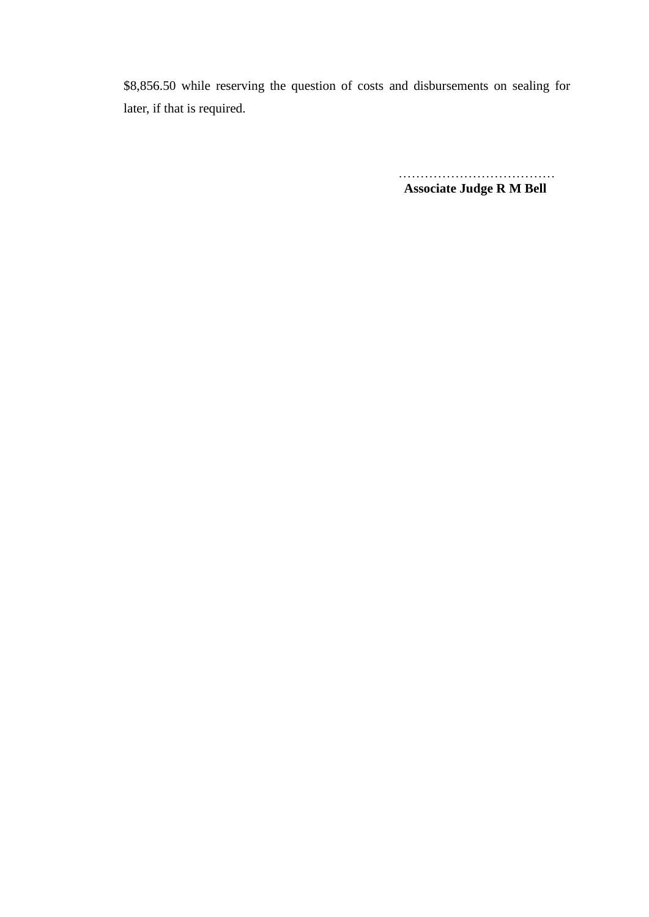$8,856.50 while reserving the question of costs and disbursements on sealing for later, if that is required.

………………………………
**Associate Judge R M Bell**